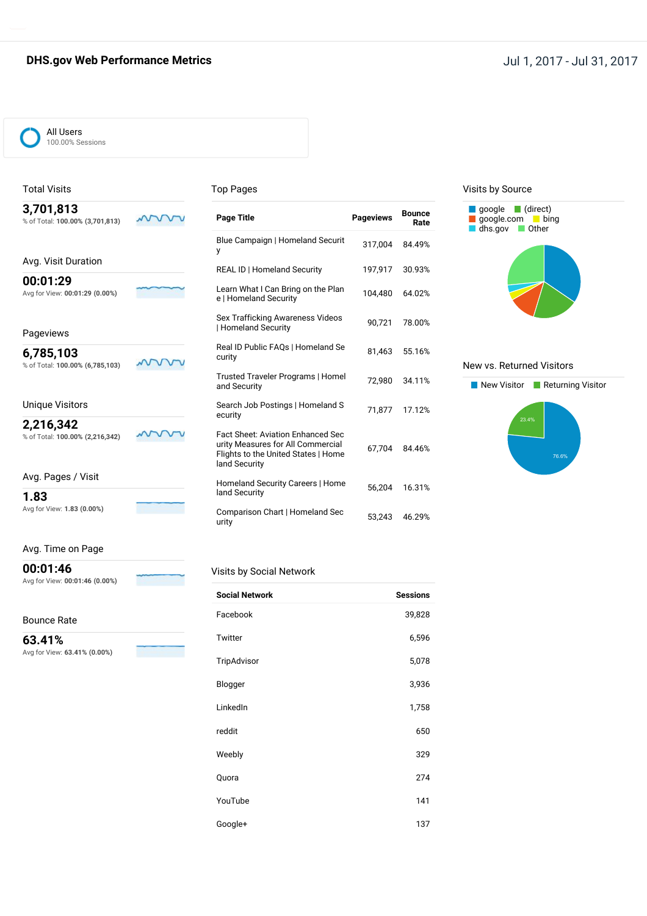# DHS.gov Web Performance Metrics

Jul 1, 2017 - Jul 31, 2017

**All Users**
100.00% Sessions

## Total Visits

**3,701,813**
% of Total: **100.00% (3,701,813)**

## Avg. Visit Duration

**00:01:29**
Avg for View: **00:01:29 (0.00%)**

## Pageviews

**6,785,103**
% of Total: **100.00% (6,785,103)**

## Unique Visitors

**2,216,342**
% of Total: **100.00% (2,216,342)**

## Avg. Pages / Visit

**1.83**
Avg for View: **1.83 (0.00%)**

## Avg. Time on Page

**00:01:46**
Avg for View: **00:01:46 (0.00%)**

## Bounce Rate

**63.41%**
Avg for View: **63.41% (0.00%)**

## Top Pages

| Page Title | Pageviews | Bounce Rate |
|---|---|---|
| Blue Campaign \| Homeland Security | 317,004 | 84.49% |
| REAL ID \| Homeland Security | 197,917 | 30.93% |
| Learn What I Can Bring on the Plane \| Homeland Security | 104,480 | 64.02% |
| Sex Trafficking Awareness Videos \| Homeland Security | 90,721 | 78.00% |
| Real ID Public FAQs \| Homeland Security | 81,463 | 55.16% |
| Trusted Traveler Programs \| Homeland Security | 72,980 | 34.11% |
| Search Job Postings \| Homeland Security | 71,877 | 17.12% |
| Fact Sheet: Aviation Enhanced Security Measures for All Commercial Flights to the United States \| Homeland Security | 67,704 | 84.46% |
| Homeland Security Careers \| Homeland Security | 56,204 | 16.31% |
| Comparison Chart \| Homeland Security | 53,243 | 46.29% |

## Visits by Social Network

| Social Network | Sessions |
|---|---|
| Facebook | 39,828 |
| Twitter | 6,596 |
| TripAdvisor | 5,078 |
| Blogger | 3,936 |
| LinkedIn | 1,758 |
| reddit | 650 |
| Weebly | 329 |
| Quora | 274 |
| YouTube | 141 |
| Google+ | 137 |

## Visits by Source

google, (direct), google.com, bing, dhs.gov, Other

## New vs. Returned Visitors

New Visitor: 76.6%
Returning Visitor: 23.4%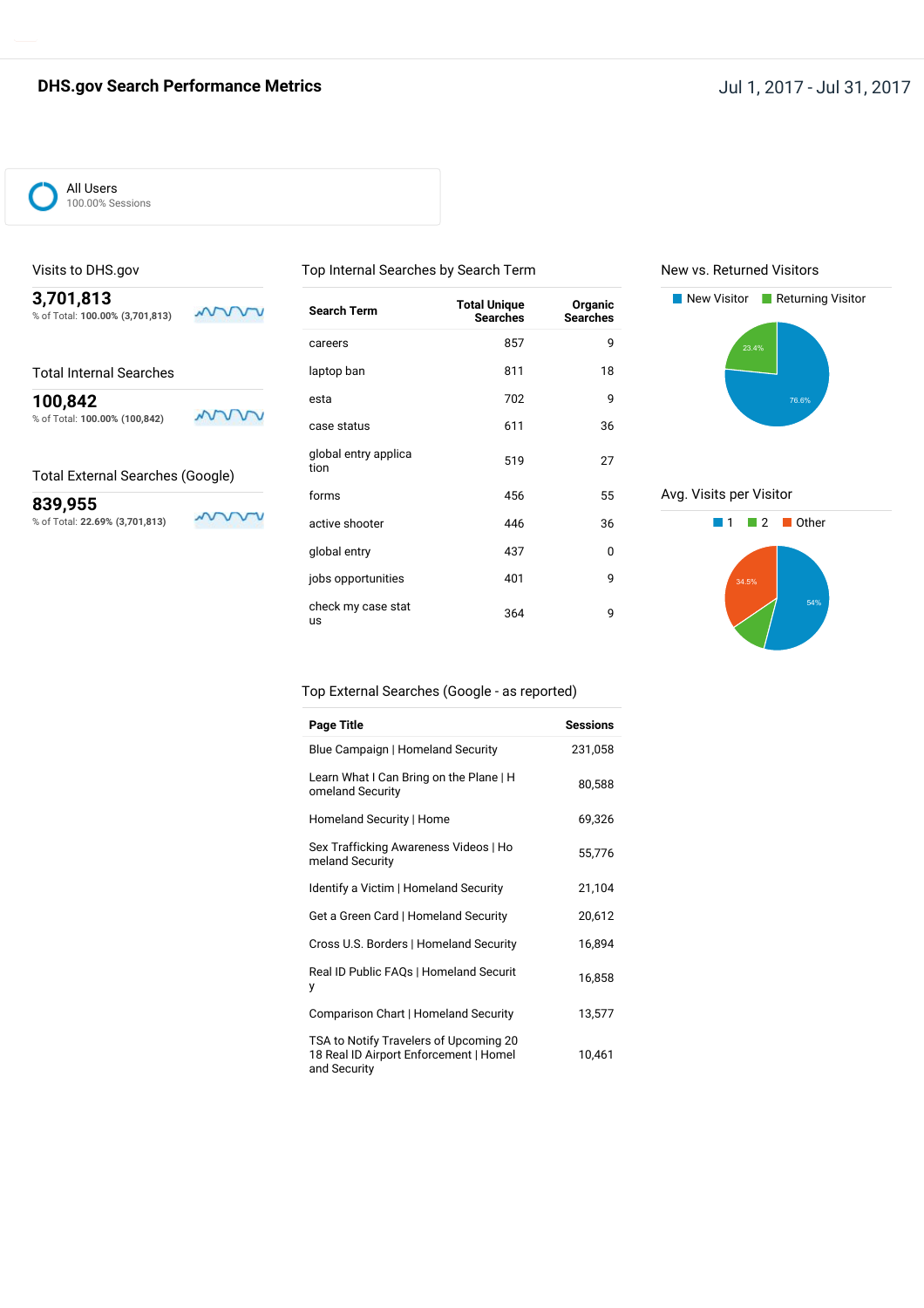# DHS.gov Search Performance Metrics

Jul 1, 2017 - Jul 31, 2017

All Users
100.00% Sessions

## Visits to DHS.gov

**3,701,813**
% of Total: **100.00% (3,701,813)**

## Total Internal Searches

**100,842**
% of Total: **100.00% (100,842)**

## Total External Searches (Google)

**839,955**
% of Total: **22.69% (3,701,813)**

## Top Internal Searches by Search Term

| Search Term | Total Unique Searches | Organic Searches |
|---|---|---|
| careers | 857 | 9 |
| laptop ban | 811 | 18 |
| esta | 702 | 9 |
| case status | 611 | 36 |
| global entry application | 519 | 27 |
| forms | 456 | 55 |
| active shooter | 446 | 36 |
| global entry | 437 | 0 |
| jobs opportunities | 401 | 9 |
| check my case status | 364 | 9 |

## New vs. Returned Visitors

New Visitor: 76.6%
Returning Visitor: 23.4%

## Avg. Visits per Visitor

1: 54%
2
Other: 34.5%

## Top External Searches (Google - as reported)

| Page Title | Sessions |
|---|---|
| Blue Campaign \| Homeland Security | 231,058 |
| Learn What I Can Bring on the Plane \| Homeland Security | 80,588 |
| Homeland Security \| Home | 69,326 |
| Sex Trafficking Awareness Videos \| Homeland Security | 55,776 |
| Identify a Victim \| Homeland Security | 21,104 |
| Get a Green Card \| Homeland Security | 20,612 |
| Cross U.S. Borders \| Homeland Security | 16,894 |
| Real ID Public FAQs \| Homeland Security | 16,858 |
| Comparison Chart \| Homeland Security | 13,577 |
| TSA to Notify Travelers of Upcoming 2018 Real ID Airport Enforcement \| Homeland Security | 10,461 |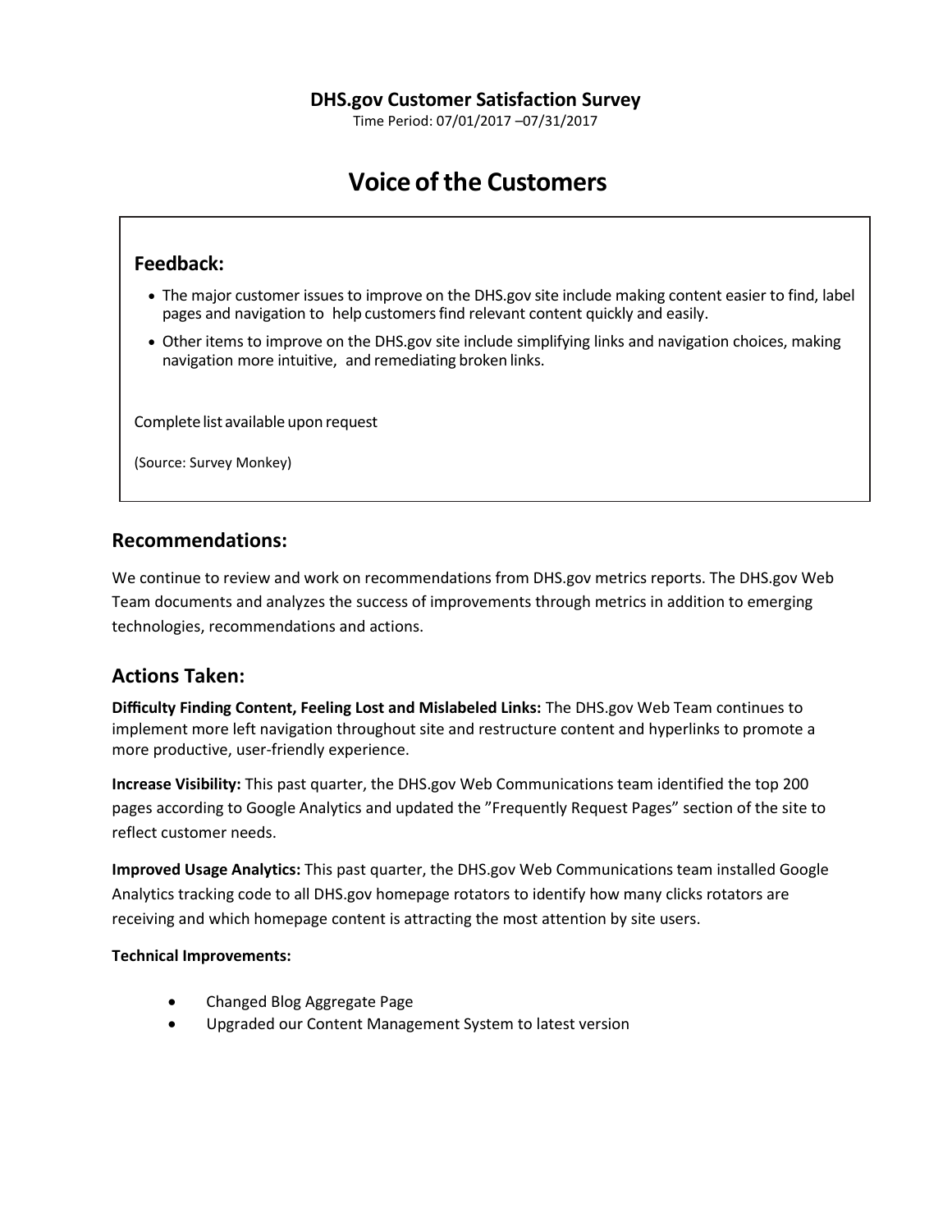**DHS.gov Customer Satisfaction Survey**

Time Period: 07/01/2017 –07/31/2017

# Voice of the Customers

## Feedback:

- The major customer issues to improve on the DHS.gov site include making content easier to find, label pages and navigation to help customers find relevant content quickly and easily.
- Other items to improve on the DHS.gov site include simplifying links and navigation choices, making navigation more intuitive, and remediating broken links.

Complete list available upon request

(Source: Survey Monkey)

## Recommendations:

We continue to review and work on recommendations from DHS.gov metrics reports. The DHS.gov Web Team documents and analyzes the success of improvements through metrics in addition to emerging technologies, recommendations and actions.

## Actions Taken:

**Difficulty Finding Content, Feeling Lost and Mislabeled Links:** The DHS.gov Web Team continues to implement more left navigation throughout site and restructure content and hyperlinks to promote a more productive, user-friendly experience.

**Increase Visibility:** This past quarter, the DHS.gov Web Communications team identified the top 200 pages according to Google Analytics and updated the "Frequently Request Pages" section of the site to reflect customer needs.

**Improved Usage Analytics:** This past quarter, the DHS.gov Web Communications team installed Google Analytics tracking code to all DHS.gov homepage rotators to identify how many clicks rotators are receiving and which homepage content is attracting the most attention by site users.

**Technical Improvements:**

- Changed Blog Aggregate Page
- Upgraded our Content Management System to latest version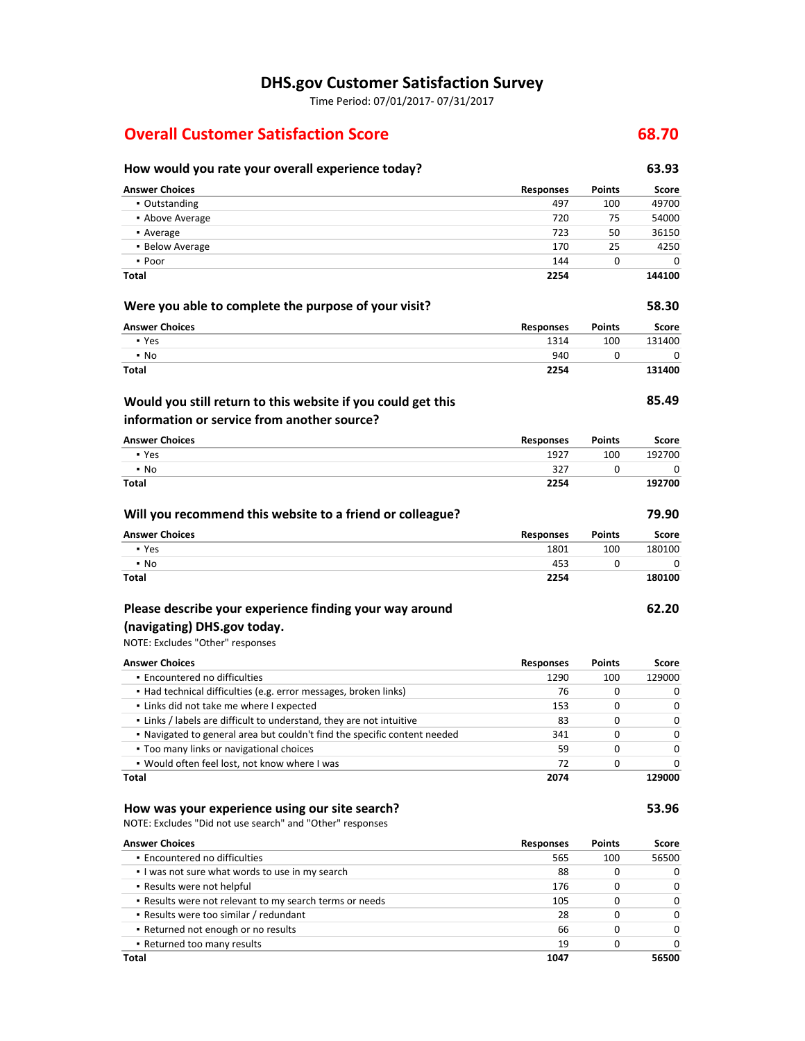# DHS.gov Customer Satisfaction Survey

Time Period: 07/01/2017- 07/31/2017

## Overall Customer Satisfaction Score — 68.70

### How would you rate your overall experience today? — 63.93

| Answer Choices | Responses | Points | Score |
|---|---|---|---|
| ▪ Outstanding | 497 | 100 | 49700 |
| ▪ Above Average | 720 | 75 | 54000 |
| ▪ Average | 723 | 50 | 36150 |
| ▪ Below Average | 170 | 25 | 4250 |
| ▪ Poor | 144 | 0 | 0 |
| **Total** | **2254** | | **144100** |

### Were you able to complete the purpose of your visit? — 58.30

| Answer Choices | Responses | Points | Score |
|---|---|---|---|
| ▪ Yes | 1314 | 100 | 131400 |
| ▪ No | 940 | 0 | 0 |
| **Total** | **2254** | | **131400** |

### Would you still return to this website if you could get this information or service from another source? — 85.49

| Answer Choices | Responses | Points | Score |
|---|---|---|---|
| ▪ Yes | 1927 | 100 | 192700 |
| ▪ No | 327 | 0 | 0 |
| **Total** | **2254** | | **192700** |

### Will you recommend this website to a friend or colleague? — 79.90

| Answer Choices | Responses | Points | Score |
|---|---|---|---|
| ▪ Yes | 1801 | 100 | 180100 |
| ▪ No | 453 | 0 | 0 |
| **Total** | **2254** | | **180100** |

### Please describe your experience finding your way around (navigating) DHS.gov today. — 62.20

NOTE: Excludes "Other" responses

| Answer Choices | Responses | Points | Score |
|---|---|---|---|
| ▪ Encountered no difficulties | 1290 | 100 | 129000 |
| ▪ Had technical difficulties (e.g. error messages, broken links) | 76 | 0 | 0 |
| ▪ Links did not take me where I expected | 153 | 0 | 0 |
| ▪ Links / labels are difficult to understand, they are not intuitive | 83 | 0 | 0 |
| ▪ Navigated to general area but couldn't find the specific content needed | 341 | 0 | 0 |
| ▪ Too many links or navigational choices | 59 | 0 | 0 |
| ▪ Would often feel lost, not know where I was | 72 | 0 | 0 |
| **Total** | **2074** | | **129000** |

### How was your experience using our site search? — 53.96

NOTE: Excludes "Did not use search" and "Other" responses

| Answer Choices | Responses | Points | Score |
|---|---|---|---|
| ▪ Encountered no difficulties | 565 | 100 | 56500 |
| ▪ I was not sure what words to use in my search | 88 | 0 | 0 |
| ▪ Results were not helpful | 176 | 0 | 0 |
| ▪ Results were not relevant to my search terms or needs | 105 | 0 | 0 |
| ▪ Results were too similar / redundant | 28 | 0 | 0 |
| ▪ Returned not enough or no results | 66 | 0 | 0 |
| ▪ Returned too many results | 19 | 0 | 0 |
| **Total** | **1047** | | **56500** |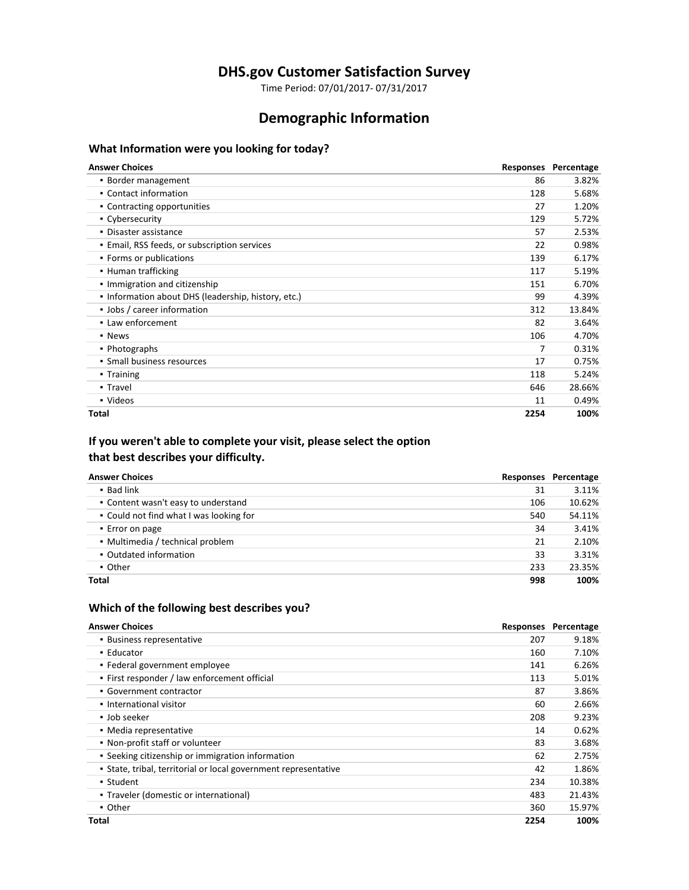# DHS.gov Customer Satisfaction Survey

Time Period: 07/01/2017- 07/31/2017

## Demographic Information

### What Information were you looking for today?

| Answer Choices | Responses | Percentage |
|---|---|---|
| ▪ Border management | 86 | 3.82% |
| ▪ Contact information | 128 | 5.68% |
| ▪ Contracting opportunities | 27 | 1.20% |
| ▪ Cybersecurity | 129 | 5.72% |
| ▪ Disaster assistance | 57 | 2.53% |
| ▪ Email, RSS feeds, or subscription services | 22 | 0.98% |
| ▪ Forms or publications | 139 | 6.17% |
| ▪ Human trafficking | 117 | 5.19% |
| ▪ Immigration and citizenship | 151 | 6.70% |
| ▪ Information about DHS (leadership, history, etc.) | 99 | 4.39% |
| ▪ Jobs / career information | 312 | 13.84% |
| ▪ Law enforcement | 82 | 3.64% |
| ▪ News | 106 | 4.70% |
| ▪ Photographs | 7 | 0.31% |
| ▪ Small business resources | 17 | 0.75% |
| ▪ Training | 118 | 5.24% |
| ▪ Travel | 646 | 28.66% |
| ▪ Videos | 11 | 0.49% |
| **Total** | **2254** | **100%** |

### If you weren't able to complete your visit, please select the option that best describes your difficulty.

| Answer Choices | Responses | Percentage |
|---|---|---|
| ▪ Bad link | 31 | 3.11% |
| ▪ Content wasn't easy to understand | 106 | 10.62% |
| ▪ Could not find what I was looking for | 540 | 54.11% |
| ▪ Error on page | 34 | 3.41% |
| ▪ Multimedia / technical problem | 21 | 2.10% |
| ▪ Outdated information | 33 | 3.31% |
| ▪ Other | 233 | 23.35% |
| **Total** | **998** | **100%** |

### Which of the following best describes you?

| Answer Choices | Responses | Percentage |
|---|---|---|
| ▪ Business representative | 207 | 9.18% |
| ▪ Educator | 160 | 7.10% |
| ▪ Federal government employee | 141 | 6.26% |
| ▪ First responder / law enforcement official | 113 | 5.01% |
| ▪ Government contractor | 87 | 3.86% |
| ▪ International visitor | 60 | 2.66% |
| ▪ Job seeker | 208 | 9.23% |
| ▪ Media representative | 14 | 0.62% |
| ▪ Non-profit staff or volunteer | 83 | 3.68% |
| ▪ Seeking citizenship or immigration information | 62 | 2.75% |
| ▪ State, tribal, territorial or local government representative | 42 | 1.86% |
| ▪ Student | 234 | 10.38% |
| ▪ Traveler (domestic or international) | 483 | 21.43% |
| ▪ Other | 360 | 15.97% |
| **Total** | **2254** | **100%** |